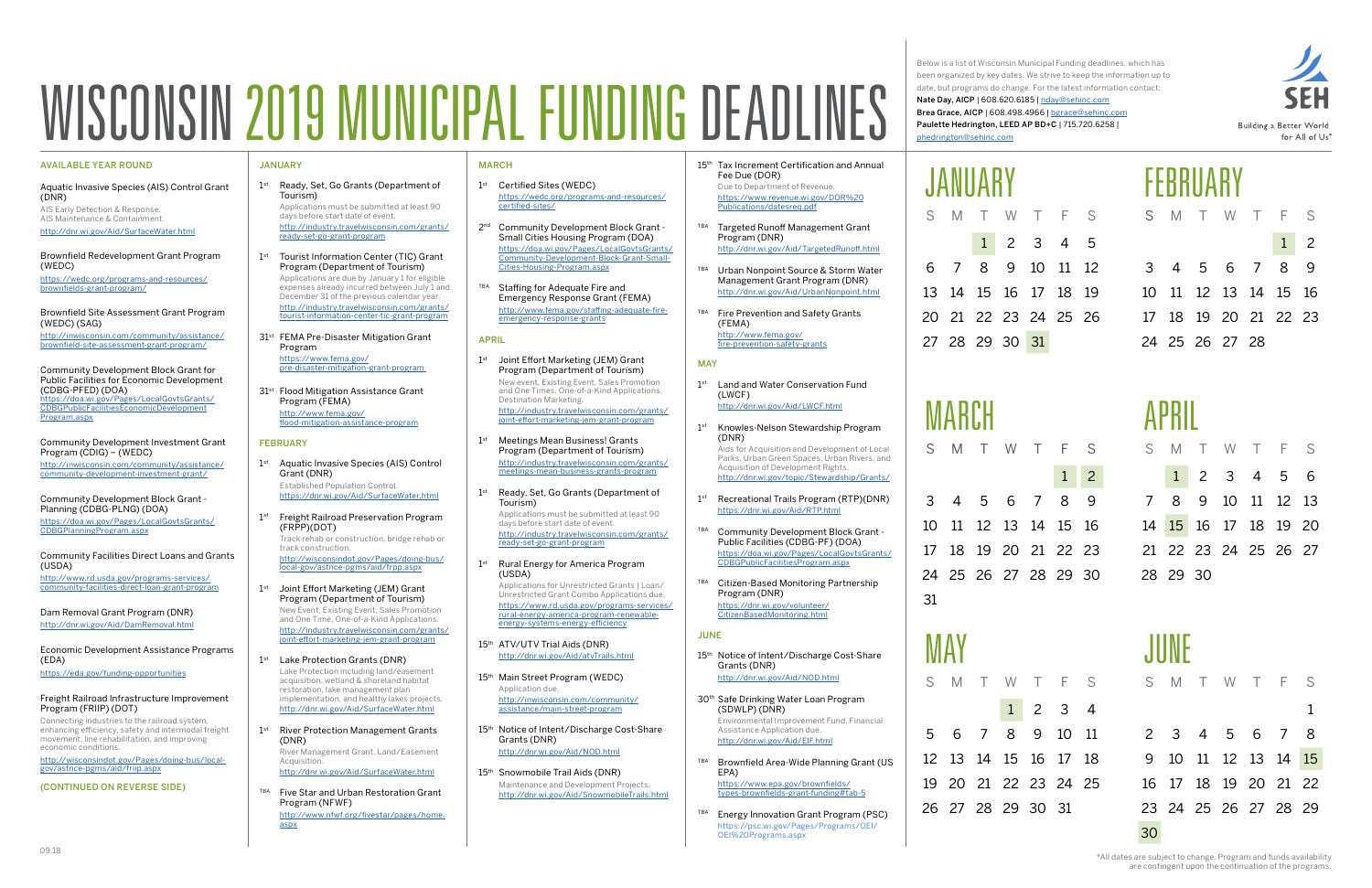# WISCONSIN 2019 MUNICIPAL FUNDING DEADLINES

Below is a list of Wisconsin Municipal Funding deadlines, which has been organized by key dates. We strive to keep the information up to date, but programs do change. For the latest information contact:

**Nate Day, AICP** | 608.620.6185 | nday@sehinc.com
**Brea Grace, AICP** | 608.498.4966 | bgrace@sehinc.com
**Paulette Hedrington, LEED AP BD+C** | 715.720.6258 | phedrington@sehinc.com

SEH — Building a Better World for All of Us®

## AVAILABLE YEAR ROUND

**Aquatic Invasive Species (AIS) Control Grant (DNR)**
AIS Early Detection & Response.
AIS Maintenance & Containment.
http://dnr.wi.gov/Aid/SurfaceWater.html

**Brownfield Redevelopment Grant Program (WEDC)**
https://wedc.org/programs-and-resources/brownfields-grant-program/

**Brownfield Site Assessment Grant Program (WEDC) (SAG)**
http://inwisconsin.com/community/assistance/brownfield-site-assessment-grant-program/

**Community Development Block Grant for Public Facilities for Economic Development (CDBG-PFED) (DOA)**
https://doa.wi.gov/Pages/LocalGovtsGrants/CDBGPublicFacilitiesEconomicDevelopmentProgram.aspx

**Community Development Investment Grant Program (CDIG) – (WEDC)**
http://inwisconsin.com/community/assistance/community-development-investment-grant/

**Community Development Block Grant - Planning (CDBG-PLNG) (DOA)**
https://doa.wi.gov/Pages/LocalGovtsGrants/CDBGPlanningProgram.aspx

**Community Facilities Direct Loans and Grants (USDA)**
http://www.rd.usda.gov/programs-services/community-facilities-direct-loan-grant-program

**Dam Removal Grant Program (DNR)**
http://dnr.wi.gov/Aid/DamRemoval.html

**Economic Development Assistance Programs (EDA)**
https://eda.gov/funding-opportunities

**Freight Railroad Infrastructure Improvement Program (FRIIP) (DOT)**
Connecting industries to the railroad system, enhancing efficiency, safety and intermodal freight movement, line rehabilitation, and improving economic conditions.
http://wisconsindot.gov/Pages/doing-bus/local-gov/astnce-pgms/aid/friip.aspx

(CONTINUED ON REVERSE SIDE)

## JANUARY

- **1st — Ready, Set, Go Grants (Department of Tourism)**
  Applications must be submitted at least 90 days before start date of event.
  http://industry.travelwisconsin.com/grants/ready-set-go-grant-program
- **1st — Tourist Information Center (TIC) Grant Program (Department of Tourism)**
  Applications are due by January 1 for eligible expenses already incurred between July 1 and December 31 of the previous calendar year.
  http://industry.travelwisconsin.com/grants/tourist-information-center-tic-grant-program
- **31st — FEMA Pre-Disaster Mitigation Grant Program**
  https://www.fema.gov/pre-disaster-mitigation-grant-program
- **31st — Flood Mitigation Assistance Grant Program (FEMA)**
  http://www.fema.gov/flood-mitigation-assistance-program

## FEBRUARY

- **1st — Aquatic Invasive Species (AIS) Control Grant (DNR)**
  Established Population Control.
  https://dnr.wi.gov/Aid/SurfaceWater.html
- **1st — Freight Railroad Preservation Program (FRPP)(DOT)**
  Track rehab or construction, bridge rehab or track construction.
  http://wisconsindot.gov/Pages/doing-bus/local-gov/astnce-pgms/aid/frpp.aspx
- **1st — Joint Effort Marketing (JEM) Grant Program (Department of Tourism)**
  New Event, Existing Event, Sales Promotion and One Time, One-of-a-Kind Applications.
  http://industry.travelwisconsin.com/grants/joint-effort-marketing-jem-grant-program
- **1st — Lake Protection Grants (DNR)**
  Lake Protection including land/easement acquisition, wetland & shoreland habitat restoration, lake management plan implementation, and healthy lakes projects.
  http://dnr.wi.gov/Aid/SurfaceWater.html
- **1st — River Protection Management Grants (DNR)**
  River Management Grant. Land/Easement Acquisition.
  http://dnr.wi.gov/Aid/SurfaceWater.html
- **TBA — Five Star and Urban Restoration Grant Program (NFWF)**
  http://www.nfwf.org/fivestar/pages/home.aspx

## MARCH

- **1st — Certified Sites (WEDC)**
  https://wedc.org/programs-and-resources/certified-sites/
- **2nd — Community Development Block Grant - Small Cities Housing Program (DOA)**
  https://doa.wi.gov/Pages/LocalGovtsGrants/Community-Development-Block-Grant-Small-Cities-Housing-Program.aspx
- **TBA — Staffing for Adequate Fire and Emergency Response Grant (FEMA)**
  http://www.fema.gov/staffing-adequate-fire-emergency-response-grants

## APRIL

- **1st — Joint Effort Marketing (JEM) Grant Program (Department of Tourism)**
  New event, Existing Event, Sales Promotion and One Time, One-of-a-Kind Applications, Destination Marketing.
  http://industry.travelwisconsin.com/grants/joint-effort-marketing-jem-grant-program
- **1st — Meetings Mean Business! Grants Program (Department of Tourism)**
  http://industry.travelwisconsin.com/grants/meetings-mean-business-grants-program
- **1st — Ready, Set, Go Grants (Department of Tourism)**
  Applications must be submitted at least 90 days before start date of event.
  http://industry.travelwisconsin.com/grants/ready-set-go-grant-program
- **1st — Rural Energy for America Program (USDA)**
  Applications for Unrestricted Grants | Loan/Unrestricted Grant Combo Applications due.
  https://www.rd.usda.gov/programs-services/rural-energy-america-program-renewable-energy-systems-energy-efficiency
- **15th — ATV/UTV Trial Aids (DNR)**
  http://dnr.wi.gov/Aid/atvTrails.html
- **15th — Main Street Program (WEDC)**
  Application due.
  http://inwisconsin.com/community/assistance/main-street-program
- **15th — Notice of Intent/Discharge Cost-Share Grants (DNR)**
  http://dnr.wi.gov/Aid/NOD.html
- **15th — Snowmobile Trail Aids (DNR)**
  Maintenance and Development Projects.
  http://dnr.wi.gov/Aid/SnowmobileTrails.html
- **15th — Tax Increment Certification and Annual Fee Due (DOR)**
  Due to Department of Revenue.
  https://www.revenue.wi.gov/DOR%20Publications/datesreq.pdf
- **TBA — Targeted Runoff Management Grant Program (DNR)**
  http://dnr.wi.gov/Aid/TargetedRunoff.html
- **TBA — Urban Nonpoint Source & Storm Water Management Grant Program (DNR)**
  http://dnr.wi.gov/Aid/UrbanNonpoint.html
- **TBA — Fire Prevention and Safety Grants (FEMA)**
  http://www.fema.gov/fire-prevention-safety-grants

## MAY

- **1st — Land and Water Conservation Fund (LWCF)**
  http://dnr.wi.gov/Aid/LWCF.html
- **1st — Knowles-Nelson Stewardship Program (DNR)**
  Aids for Acquisition and Development of Local Parks, Urban Green Spaces, Urban Rivers, and Acquisition of Development Rights.
  http://dnr.wi.gov/topic/Stewardship/Grants/
- **1st — Recreational Trails Program (RTP)(DNR)**
  https://dnr.wi.gov/Aid/RTP.html
- **TBA — Community Development Block Grant - Public Facilities (CDBG-PF) (DOA)**
  https://doa.wi.gov/Pages/LocalGovtsGrants/CDBGPublicFacilitiesProgram.aspx
- **TBA — Citizen-Based Monitoring Partnership Program (DNR)**
  https://dnr.wi.gov/volunteer/CitizenBasedMonitoring.html

## JUNE

- **15th — Notice of Intent/Discharge Cost-Share Grants (DNR)**
  http://dnr.wi.gov/Aid/NOD.html
- **30th — Safe Drinking Water Loan Program (SDWLP) (DNR)**
  Environmental Improvement Fund. Financial Assistance Application due.
  http://dnr.wi.gov/Aid/EIF.html
- **TBA — Brownfield Area-Wide Planning Grant (US EPA)**
  https://www.epa.gov/brownfields/types-brownfields-grant-funding#tab-5
- **TBA — Energy Innovation Grant Program (PSC)**
  https://psc.wi.gov/Pages/Programs/OEI/OEI%20Programs.aspx

## 2019 Calendar (highlighted deadline dates)

**JANUARY**

| S | M | T | W | T | F | S |
|---|---|---|---|---|---|---|
| | | **1** | 2 | 3 | 4 | 5 |
| 6 | 7 | 8 | 9 | 10 | 11 | 12 |
| 13 | 14 | 15 | 16 | 17 | 18 | 19 |
| 20 | 21 | 22 | 23 | 24 | 25 | 26 |
| 27 | 28 | 29 | 30 | **31** | | |

**FEBRUARY**

| S | M | T | W | T | F | S |
|---|---|---|---|---|---|---|
| | | | | | **1** | 2 |
| 3 | 4 | 5 | 6 | 7 | 8 | 9 |
| 10 | 11 | 12 | 13 | 14 | 15 | 16 |
| 17 | 18 | 19 | 20 | 21 | 22 | 23 |
| 24 | 25 | 26 | 27 | 28 | | |

**MARCH**

| S | M | T | W | T | F | S |
|---|---|---|---|---|---|---|
| | | | | | **1** | **2** |
| 3 | 4 | 5 | 6 | 7 | 8 | 9 |
| 10 | 11 | 12 | 13 | 14 | 15 | 16 |
| 17 | 18 | 19 | 20 | 21 | 22 | 23 |
| 24 | 25 | 26 | 27 | 28 | 29 | 30 |
| 31 | | | | | | |

**APRIL**

| S | M | T | W | T | F | S |
|---|---|---|---|---|---|---|
| | **1** | 2 | 3 | 4 | 5 | 6 |
| 7 | 8 | 9 | 10 | 11 | 12 | 13 |
| 14 | **15** | 16 | 17 | 18 | 19 | 20 |
| 21 | 22 | 23 | 24 | 25 | 26 | 27 |
| 28 | 29 | 30 | | | | |

**MAY**

| S | M | T | W | T | F | S |
|---|---|---|---|---|---|---|
| | | | **1** | 2 | 3 | 4 |
| 5 | 6 | 7 | 8 | 9 | 10 | 11 |
| 12 | 13 | 14 | 15 | 16 | 17 | 18 |
| 19 | 20 | 21 | 22 | 23 | 24 | 25 |
| 26 | 27 | 28 | 29 | 30 | 31 | |

**JUNE**

| S | M | T | W | T | F | S |
|---|---|---|---|---|---|---|
| | | | | | | 1 |
| 2 | 3 | 4 | 5 | 6 | 7 | 8 |
| 9 | 10 | 11 | 12 | 13 | 14 | **15** |
| 16 | 17 | 18 | 19 | 20 | 21 | 22 |
| 23 | 24 | 25 | 26 | 27 | 28 | 29 |
| **30** | | | | | | |

*All dates are subject to change. Program and funds availability are contingent upon the continuation of the programs.

09.18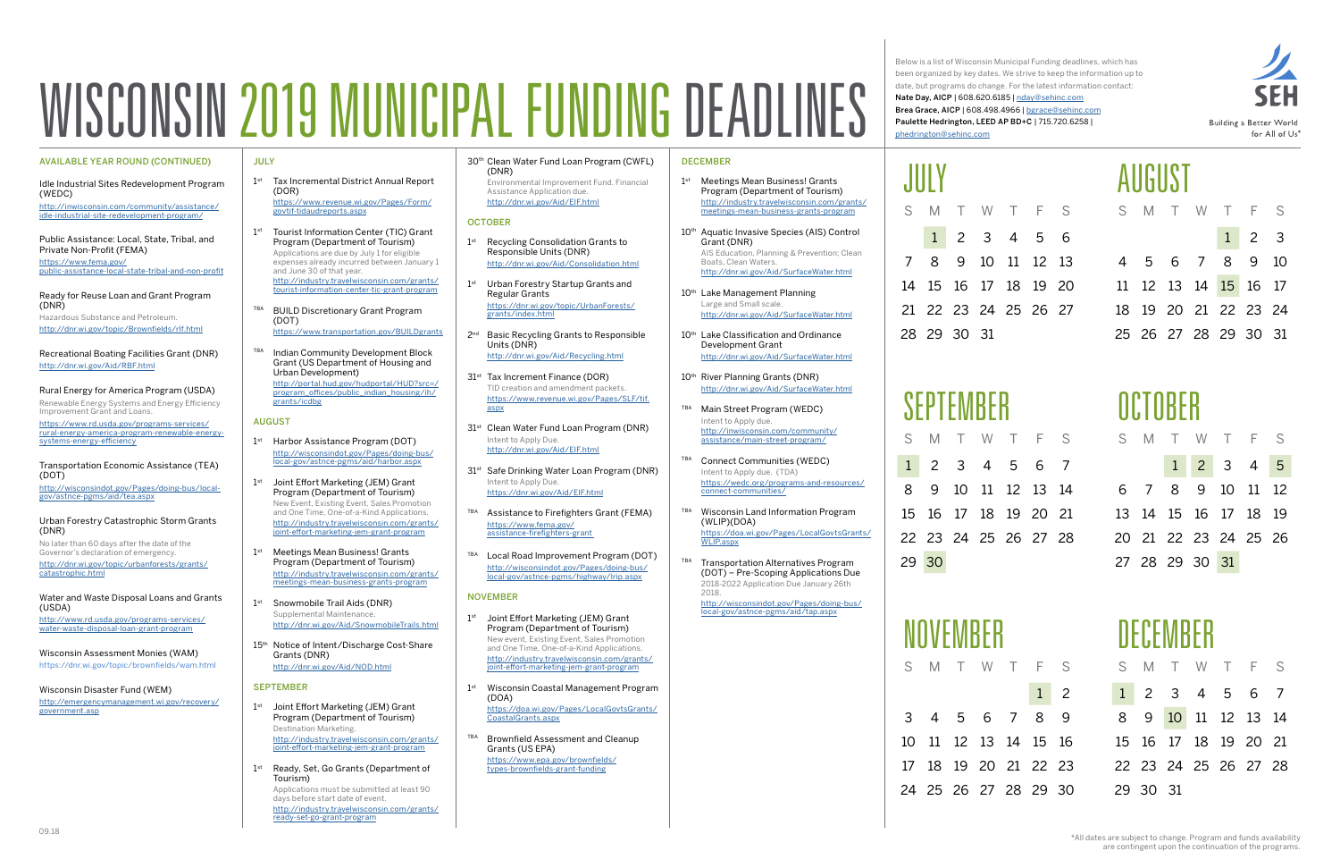# WISCONSIN 2019 MUNICIPAL FUNDING DEADLINES

Below is a list of Wisconsin Municipal Funding deadlines, which has been organized by key dates. We strive to keep the information up to date, but programs do change. For the latest information contact:
**Nate Day, AICP** | 608.620.6185 | nday@sehinc.com
**Brea Grace, AICP** | 608.498.4966 | bgrace@sehinc.com
**Paulette Hedrington, LEED AP BD+C** | 715.720.6258 | phedrington@sehinc.com

SEH
Building a Better World for All of Us®

## AVAILABLE YEAR ROUND (CONTINUED)

**Idle Industrial Sites Redevelopment Program (WEDC)**
http://inwisconsin.com/community/assistance/idle-industrial-site-redevelopment-program/

**Public Assistance: Local, State, Tribal, and Private Non-Profit (FEMA)**
https://www.fema.gov/public-assistance-local-state-tribal-and-non-profit

**Ready for Reuse Loan and Grant Program (DNR)**
Hazardous Substance and Petroleum.
http://dnr.wi.gov/topic/Brownfields/rlf.html

**Recreational Boating Facilities Grant (DNR)**
http://dnr.wi.gov/Aid/RBF.html

**Rural Energy for America Program (USDA)**
Renewable Energy Systems and Energy Efficiency Improvement Grant and Loans.
https://www.rd.usda.gov/programs-services/rural-energy-america-program-renewable-energy-systems-energy-efficiency

**Transportation Economic Assistance (TEA) (DOT)**
http://wisconsindot.gov/Pages/doing-bus/local-gov/astnce-pgms/aid/tea.aspx

**Urban Forestry Catastrophic Storm Grants (DNR)**
No later than 60 days after the date of the Governor's declaration of emergency.
http://dnr.wi.gov/topic/urbanforests/grants/catastrophic.html

**Water and Waste Disposal Loans and Grants (USDA)**
http://www.rd.usda.gov/programs-services/water-waste-disposal-loan-grant-program

**Wisconsin Assessment Monies (WAM)**
https://dnr.wi.gov/topic/brownfields/wam.html

**Wisconsin Disaster Fund (WEM)**
http://emergencymanagement.wi.gov/recovery/government.asp

## JULY

- **1st** Tax Incremental District Annual Report (DOR)
  https://www.revenue.wi.gov/Pages/Form/govtif-tidaudreports.aspx
- **1st** Tourist Information Center (TIC) Grant Program (Department of Tourism)
  Applications are due by July 1 for eligible expenses already incurred between January 1 and June 30 of that year.
  http://industry.travelwisconsin.com/grants/tourist-information-center-tic-grant-program
- **TBA** BUILD Discretionary Grant Program (DOT)
  https://www.transportation.gov/BUILDgrants
- **TBA** Indian Community Development Block Grant (US Department of Housing and Urban Development)
  http://portal.hud.gov/hudportal/HUD?src=/program_offices/public_indian_housing/ih/grants/icdbg

## AUGUST

- **1st** Harbor Assistance Program (DOT)
  http://wisconsindot.gov/Pages/doing-bus/local-gov/astnce-pgms/aid/harbor.aspx
- **1st** Joint Effort Marketing (JEM) Grant Program (Department of Tourism)
  New Event, Existing Event, Sales Promotion and One Time, One-of-a-Kind Applications.
  http://industry.travelwisconsin.com/grants/joint-effort-marketing-jem-grant-program
- **1st** Meetings Mean Business! Grants Program (Department of Tourism)
  http://industry.travelwisconsin.com/grants/meetings-mean-business-grants-program
- **1st** Snowmobile Trail Aids (DNR)
  Supplemental Maintenance.
  http://dnr.wi.gov/Aid/SnowmobileTrails.html
- **15th** Notice of Intent/Discharge Cost-Share Grants (DNR)
  http://dnr.wi.gov/Aid/NOD.html

## SEPTEMBER

- **1st** Joint Effort Marketing (JEM) Grant Program (Department of Tourism)
  Destination Marketing.
  http://industry.travelwisconsin.com/grants/joint-effort-marketing-jem-grant-program
- **1st** Ready, Set, Go Grants (Department of Tourism)
  Applications must be submitted at least 90 days before start date of event.
  http://industry.travelwisconsin.com/grants/ready-set-go-grant-program
- **30th** Clean Water Fund Loan Program (CWFL) (DNR)
  Environmental Improvement Fund. Financial Assistance Application due.
  http://dnr.wi.gov/Aid/EIF.html

## OCTOBER

- **1st** Recycling Consolidation Grants to Responsible Units (DNR)
  http://dnr.wi.gov/Aid/Consolidation.html
- **1st** Urban Forestry Startup Grants and Regular Grants
  https://dnr.wi.gov/topic/UrbanForests/grants/index.html
- **2nd** Basic Recycling Grants to Responsible Units (DNR)
  http://dnr.wi.gov/Aid/Recycling.html
- **31st** Tax Increment Finance (DOR)
  TID creation and amendment packets.
  https://www.revenue.wi.gov/Pages/SLF/tif.aspx
- **31st** Clean Water Fund Loan Program (DNR)
  Intent to Apply Due.
  http://dnr.wi.gov/Aid/EIF.html
- **31st** Safe Drinking Water Loan Program (DNR)
  Intent to Apply Due.
  https://dnr.wi.gov/Aid/EIF.html
- **TBA** Assistance to Firefighters Grant (FEMA)
  https://www.fema.gov/assistance-firefighters-grant
- **TBA** Local Road Improvement Program (DOT)
  http://wisconsindot.gov/Pages/doing-bus/local-gov/astnce-pgms/highway/lrip.aspx

## NOVEMBER

- **1st** Joint Effort Marketing (JEM) Grant Program (Department of Tourism)
  New event, Existing Event, Sales Promotion and One Time, One-of-a-Kind Applications.
  http://industry.travelwisconsin.com/grants/joint-effort-marketing-jem-grant-program
- **1st** Wisconsin Coastal Management Program (DOA)
  https://doa.wi.gov/Pages/LocalGovtsGrants/CoastalGrants.aspx
- **TBA** Brownfield Assessment and Cleanup Grants (US EPA)
  https://www.epa.gov/brownfields/types-brownfields-grant-funding

## DECEMBER

- **1st** Meetings Mean Business! Grants Program (Department of Tourism)
  http://industry.travelwisconsin.com/grants/meetings-mean-business-grants-program
- **10th** Aquatic Invasive Species (AIS) Control Grant (DNR)
  AIS Education, Planning & Prevention; Clean Boats, Clean Waters.
  http://dnr.wi.gov/Aid/SurfaceWater.html
- **10th** Lake Management Planning
  Large and Small scale.
  http://dnr.wi.gov/Aid/SurfaceWater.html
- **10th** Lake Classification and Ordinance Development Grant
  http://dnr.wi.gov/Aid/SurfaceWater.html
- **10th** River Planning Grants (DNR)
  http://dnr.wi.gov/Aid/SurfaceWater.html
- **TBA** Main Street Program (WEDC)
  Intent to Apply due.
  http://inwisconsin.com/community/assistance/main-street-program/
- **TBA** Connect Communities (WEDC)
  Intent to Apply due. (TDA)
  https://wedc.org/programs-and-resources/connect-communities/
- **TBA** Wisconsin Land Information Program (WLIP)(DOA)
  https://doa.wi.gov/Pages/LocalGovtsGrants/WLIP.aspx
- **TBA** Transportation Alternatives Program (DOT) – Pre-Scoping Applications Due
  2018-2022 Application Due January 26th 2018.
  http://wisconsindot.gov/Pages/doing-bus/local-gov/astnce-pgms/aid/tap.aspx

## JULY

| S | M | T | W | T | F | S |
|---|---|---|---|---|---|---|
| | 1 | 2 | 3 | 4 | 5 | 6 |
| 7 | 8 | 9 | 10 | 11 | 12 | 13 |
| 14 | 15 | 16 | 17 | 18 | 19 | 20 |
| 21 | 22 | 23 | 24 | 25 | 26 | 27 |
| 28 | 29 | 30 | 31 | | | |

## AUGUST

| S | M | T | W | T | F | S |
|---|---|---|---|---|---|---|
| | | | | 1 | 2 | 3 |
| 4 | 5 | 6 | 7 | 8 | 9 | 10 |
| 11 | 12 | 13 | 14 | 15 | 16 | 17 |
| 18 | 19 | 20 | 21 | 22 | 23 | 24 |
| 25 | 26 | 27 | 28 | 29 | 30 | 31 |

## SEPTEMBER

| S | M | T | W | T | F | S |
|---|---|---|---|---|---|---|
| 1 | 2 | 3 | 4 | 5 | 6 | 7 |
| 8 | 9 | 10 | 11 | 12 | 13 | 14 |
| 15 | 16 | 17 | 18 | 19 | 20 | 21 |
| 22 | 23 | 24 | 25 | 26 | 27 | 28 |
| 29 | 30 | | | | | |

## OCTOBER

| S | M | T | W | T | F | S |
|---|---|---|---|---|---|---|
| | | 1 | 2 | 3 | 4 | 5 |
| 6 | 7 | 8 | 9 | 10 | 11 | 12 |
| 13 | 14 | 15 | 16 | 17 | 18 | 19 |
| 20 | 21 | 22 | 23 | 24 | 25 | 26 |
| 27 | 28 | 29 | 30 | 31 | | |

## NOVEMBER

| S | M | T | W | T | F | S |
|---|---|---|---|---|---|---|
| | | | | | 1 | 2 |
| 3 | 4 | 5 | 6 | 7 | 8 | 9 |
| 10 | 11 | 12 | 13 | 14 | 15 | 16 |
| 17 | 18 | 19 | 20 | 21 | 22 | 23 |
| 24 | 25 | 26 | 27 | 28 | 29 | 30 |

## DECEMBER

| S | M | T | W | T | F | S |
|---|---|---|---|---|---|---|
| 1 | 2 | 3 | 4 | 5 | 6 | 7 |
| 8 | 9 | 10 | 11 | 12 | 13 | 14 |
| 15 | 16 | 17 | 18 | 19 | 20 | 21 |
| 22 | 23 | 24 | 25 | 26 | 27 | 28 |
| 29 | 30 | 31 | | | | |

*All dates are subject to change. Program and funds availability are contingent upon the continuation of the programs.

09.18